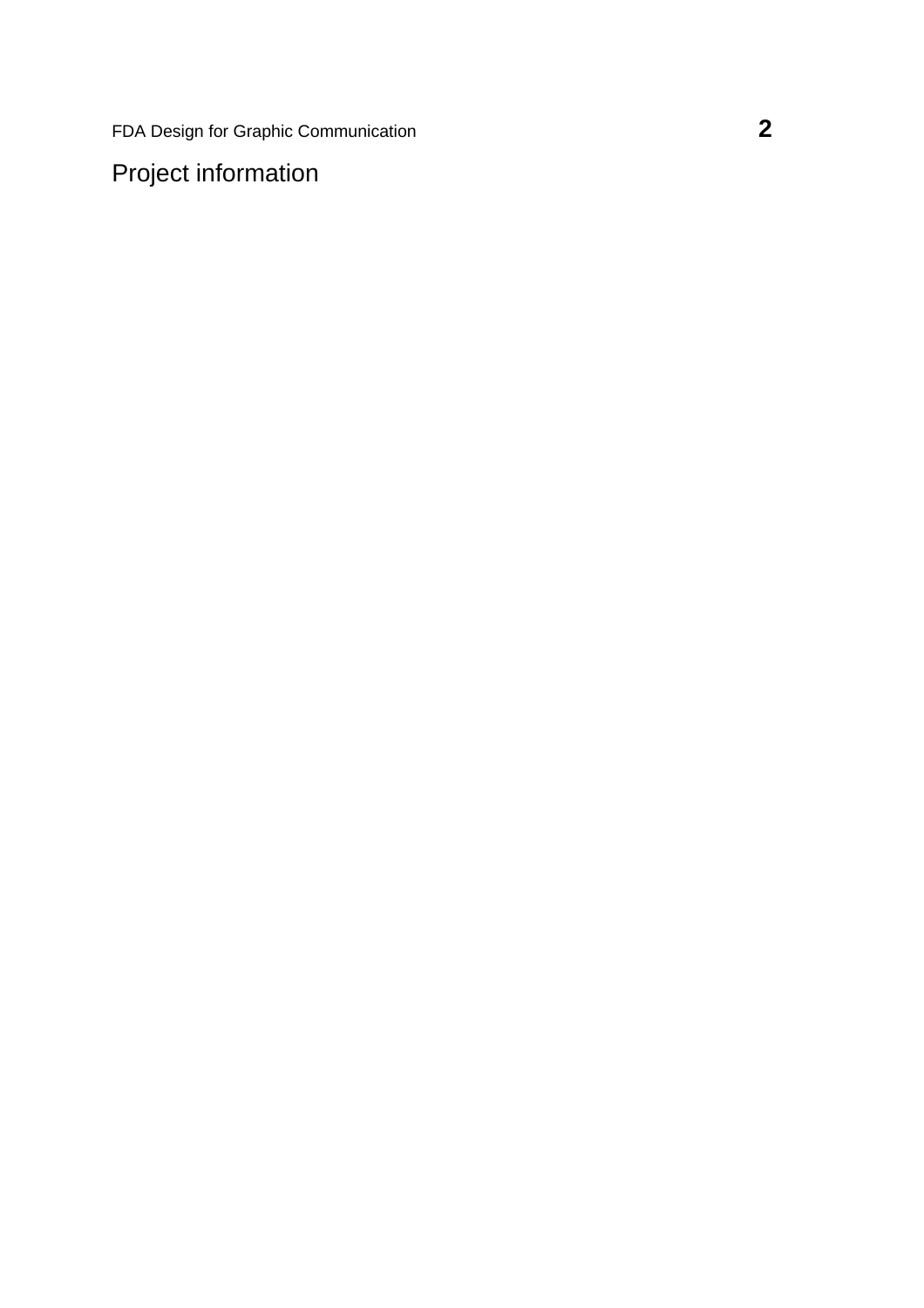# Project information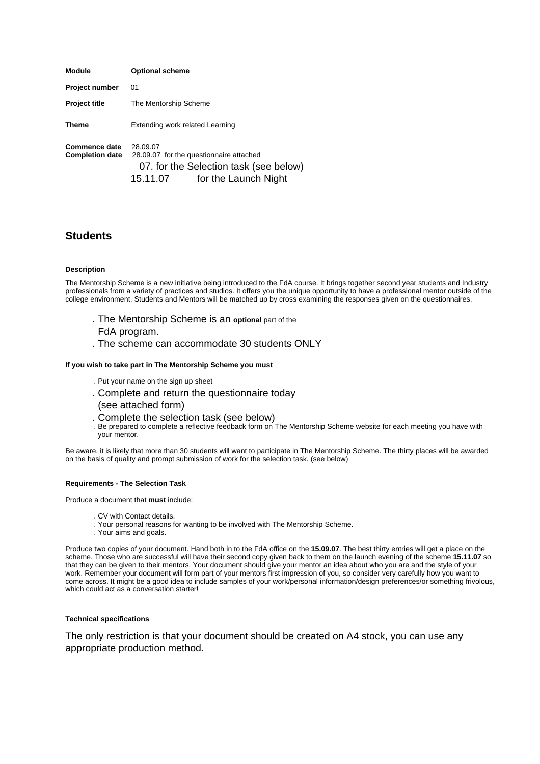| | |
|---|---|
| **Module** | **Optional scheme** |
| **Project number** | 01 |
| **Project title** | The Mentorship Scheme |
| **Theme** | Extending work related Learning |
| **Commence date** | 28.09.07 |
| **Completion date** | 28.09.07 for the questionnaire attached<br>07. for the Selection task (see below)<br>15.11.07 for the Launch Night |

## Students

#### Description

The Mentorship Scheme is a new initiative being introduced to the FdA course. It brings together second year students and Industry professionals from a variety of practices and studios. It offers you the unique opportunity to have a professional mentor outside of the college environment. Students and Mentors will be matched up by cross examining the responses given on the questionnaires.

- The Mentorship Scheme is an **optional** part of the FdA program.
- The scheme can accommodate 30 students ONLY

#### If you wish to take part in The Mentorship Scheme you must

- Put your name on the sign up sheet
- Complete and return the questionnaire today (see attached form)
- Complete the selection task (see below)
- Be prepared to complete a reflective feedback form on The Mentorship Scheme website for each meeting you have with your mentor.

Be aware, it is likely that more than 30 students will want to participate in The Mentorship Scheme. The thirty places will be awarded on the basis of quality and prompt submission of work for the selection task. (see below)

#### Requirements - The Selection Task

Produce a document that **must** include:

- CV with Contact details.
- Your personal reasons for wanting to be involved with The Mentorship Scheme.
- Your aims and goals.

Produce two copies of your document. Hand both in to the FdA office on the **15.09.07**. The best thirty entries will get a place on the scheme. Those who are successful will have their second copy given back to them on the launch evening of the scheme **15.11.07** so that they can be given to their mentors. Your document should give your mentor an idea about who you are and the style of your work. Remember your document will form part of your mentors first impression of you, so consider very carefully how you want to come across. It might be a good idea to include samples of your work/personal information/design preferences/or something frivolous, which could act as a conversation starter!

#### Technical specifications

The only restriction is that your document should be created on A4 stock, you can use any appropriate production method.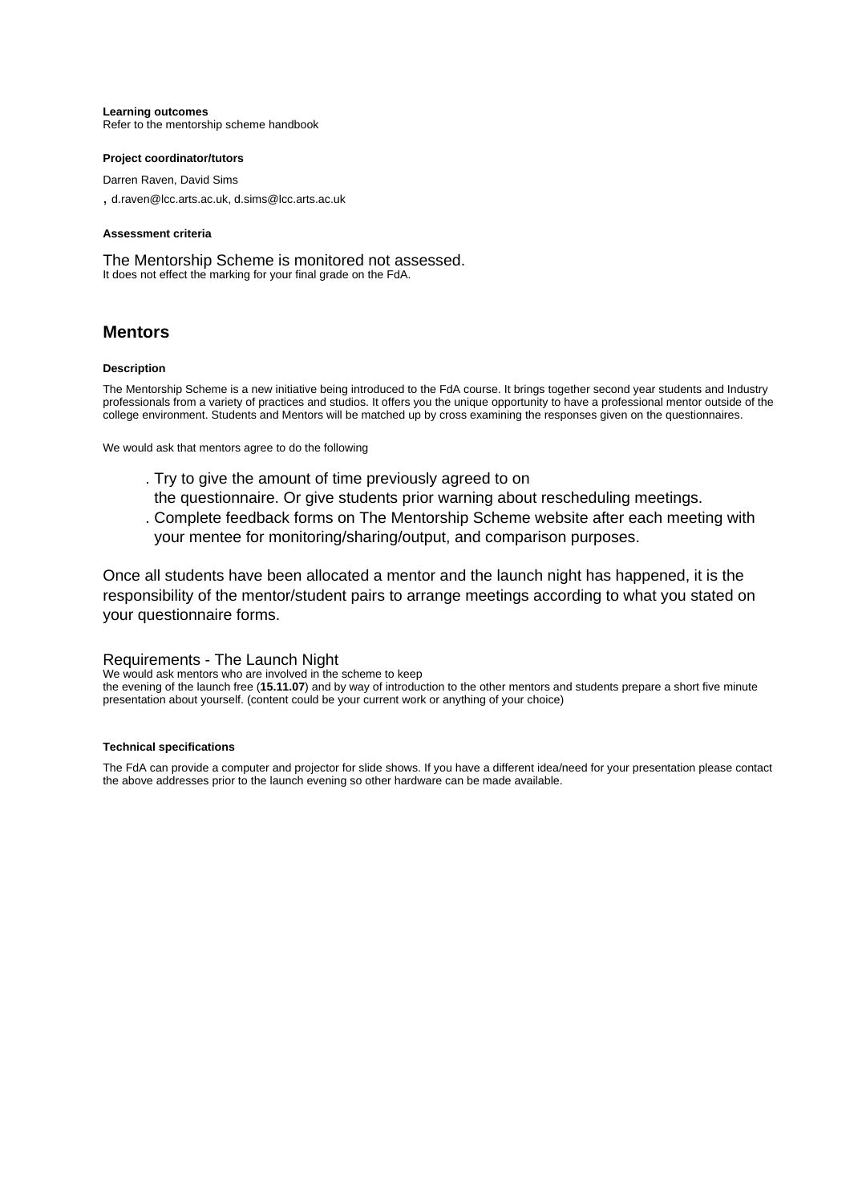**Learning outcomes**
Refer to the mentorship scheme handbook

**Project coordinator/tutors**

Darren Raven, David Sims

, d.raven@lcc.arts.ac.uk, d.sims@lcc.arts.ac.uk

**Assessment criteria**

The Mentorship Scheme is monitored not assessed.
It does not effect the marking for your final grade on the FdA.

## Mentors

**Description**

The Mentorship Scheme is a new initiative being introduced to the FdA course. It brings together second year students and Industry professionals from a variety of practices and studios. It offers you the unique opportunity to have a professional mentor outside of the college environment. Students and Mentors will be matched up by cross examining the responses given on the questionnaires.

We would ask that mentors agree to do the following

- Try to give the amount of time previously agreed to on the questionnaire. Or give students prior warning about rescheduling meetings.
- Complete feedback forms on The Mentorship Scheme website after each meeting with your mentee for monitoring/sharing/output, and comparison purposes.

Once all students have been allocated a mentor and the launch night has happened, it is the responsibility of the mentor/student pairs to arrange meetings according to what you stated on your questionnaire forms.

Requirements - The Launch Night
We would ask mentors who are involved in the scheme to keep
the evening of the launch free (**15.11.07**) and by way of introduction to the other mentors and students prepare a short five minute presentation about yourself. (content could be your current work or anything of your choice)

**Technical specifications**

The FdA can provide a computer and projector for slide shows. If you have a different idea/need for your presentation please contact the above addresses prior to the launch evening so other hardware can be made available.